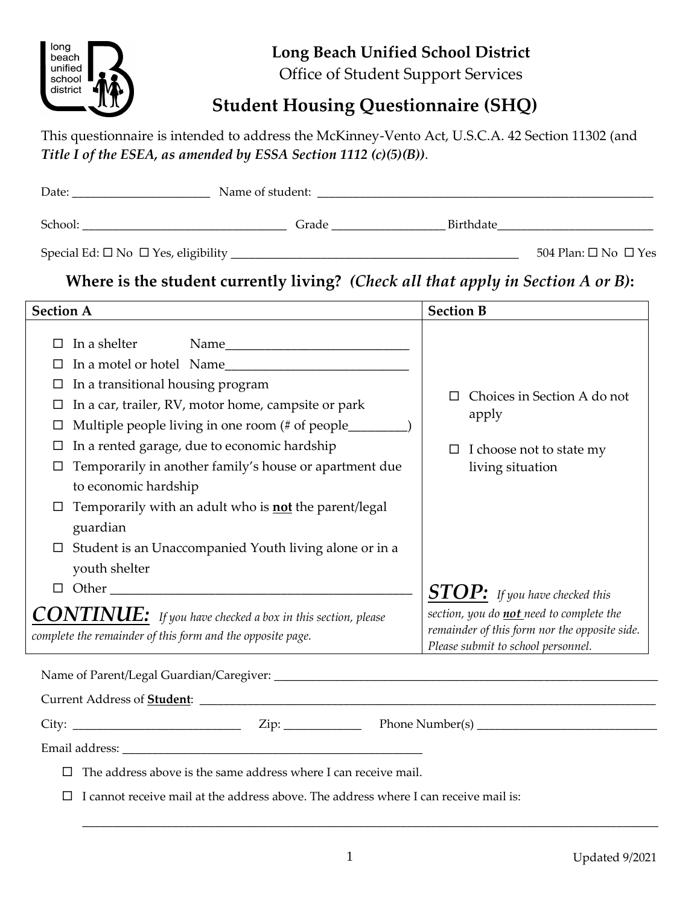**Long Beach Unified School District**
Office of Student Support Services

# Student Housing Questionnaire (SHQ)

This questionnaire is intended to address the McKinney-Vento Act, U.S.C.A. 42 Section 11302 (and *Title I of the ESEA, as amended by ESSA Section 1112 (c)(5)(B))*.

Date: ______________________ Name of student: ______________________________________________________

School: _________________________________ Grade _________________ Birthdate________________________

Special Ed: ☐ No ☐ Yes, eligibility _____________________________________________ 504 Plan: ☐ No ☐ Yes

## Where is the student currently living? *(Check all that apply in Section A or B)*:

| Section A | Section B |
|---|---|
| ☐ In a shelter Name____________________________<br>☐ In a motel or hotel Name____________________________<br>☐ In a transitional housing program<br>☐ In a car, trailer, RV, motor home, campsite or park<br>☐ Multiple people living in one room (# of people_________)<br>☐ In a rented garage, due to economic hardship<br>☐ Temporarily in another family's house or apartment due to economic hardship<br>☐ Temporarily with an adult who is **not** the parent/legal guardian<br>☐ Student is an Unaccompanied Youth living alone or in a youth shelter<br>☐ Other ______________________________________________<br>***CONTINUE:*** *If you have checked a box in this section, please complete the remainder of this form and the opposite page.* | ☐ Choices in Section A do not apply<br>☐ I choose not to state my living situation<br>***STOP:*** *If you have checked this section, you do **not** need to complete the remainder of this form nor the opposite side. Please submit to school personnel.* |

Name of Parent/Legal Guardian/Caregiver: ____________________________________________________________

Current Address of **Student**: _______________________________________________________________________

City: ___________________________ Zip: ____________ Phone Number(s) _____________________________

Email address: __________________________________________________

☐ The address above is the same address where I can receive mail.

☐ I cannot receive mail at the address above. The address where I can receive mail is:

_____________________________________________________________________________________________

Updated 9/2021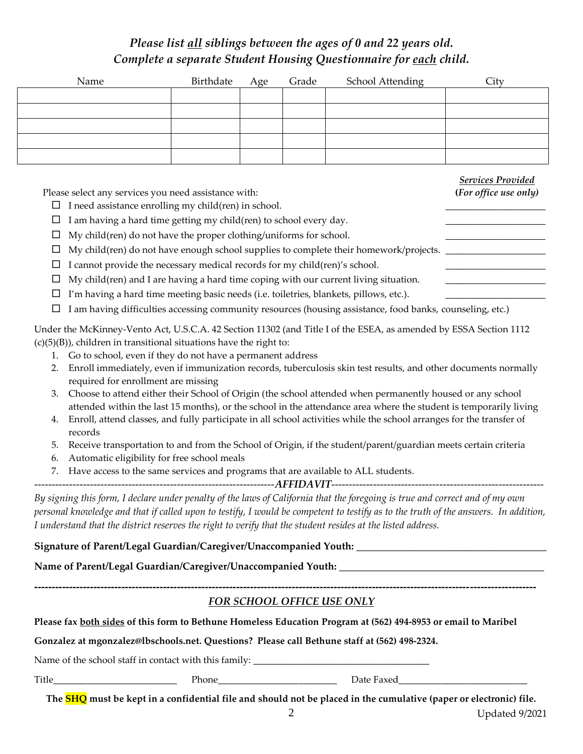*Please list all siblings between the ages of 0 and 22 years old.*
*Complete a separate Student Housing Questionnaire for each child.*

| Name | Birthdate | Age | Grade | School Attending | City |
|---|---|---|---|---|---|
| | | | | | |
| | | | | | |
| | | | | | |
| | | | | | |
| | | | | | |

Please select any services you need assistance with:

***Services Provided*** **(*For office use only*)**

- ☐ I need assistance enrolling my child(ren) in school. ____________________
- ☐ I am having a hard time getting my child(ren) to school every day. ____________________
- ☐ My child(ren) do not have the proper clothing/uniforms for school. ____________________
- ☐ My child(ren) do not have enough school supplies to complete their homework/projects. ____________________
- ☐ I cannot provide the necessary medical records for my child(ren)'s school. ____________________
- ☐ My child(ren) and I are having a hard time coping with our current living situation. ____________________
- ☐ I'm having a hard time meeting basic needs (i.e. toiletries, blankets, pillows, etc.). ____________________
- ☐ I am having difficulties accessing community resources (housing assistance, food banks, counseling, etc.)

Under the McKinney-Vento Act, U.S.C.A. 42 Section 11302 (and Title I of the ESEA, as amended by ESSA Section 1112 (c)(5)(B)), children in transitional situations have the right to:

1. Go to school, even if they do not have a permanent address
2. Enroll immediately, even if immunization records, tuberculosis skin test results, and other documents normally required for enrollment are missing
3. Choose to attend either their School of Origin (the school attended when permanently housed or any school attended within the last 15 months), or the school in the attendance area where the student is temporarily living
4. Enroll, attend classes, and fully participate in all school activities while the school arranges for the transfer of records
5. Receive transportation to and from the School of Origin, if the student/parent/guardian meets certain criteria
6. Automatic eligibility for free school meals
7. Have access to the same services and programs that are available to ALL students.

---------------------------------------------------------------------***AFFIDAVIT***---------------------------------------------------------------

*By signing this form, I declare under penalty of the laws of California that the foregoing is true and correct and of my own personal knowledge and that if called upon to testify, I would be competent to testify as to the truth of the answers. In addition, I understand that the district reserves the right to verify that the student resides at the listed address.*

**Signature of Parent/Legal Guardian/Caregiver/Unaccompanied Youth:** ________________________________________

**Name of Parent/Legal Guardian/Caregiver/Unaccompanied Youth:** ________________________________________

---

***FOR SCHOOL OFFICE USE ONLY***

**Please fax both sides of this form to Bethune Homeless Education Program at (562) 494-8953 or email to Maribel Gonzalez at mgonzalez@lbschools.net. Questions? Please call Bethune staff at (562) 498-2324.**

Name of the school staff in contact with this family: ____________________________________

Title__________________________ Phone_________________________ Date Faxed__________________________

**The SHQ must be kept in a confidential file and should not be placed in the cumulative (paper or electronic) file.**

Updated 9/2021